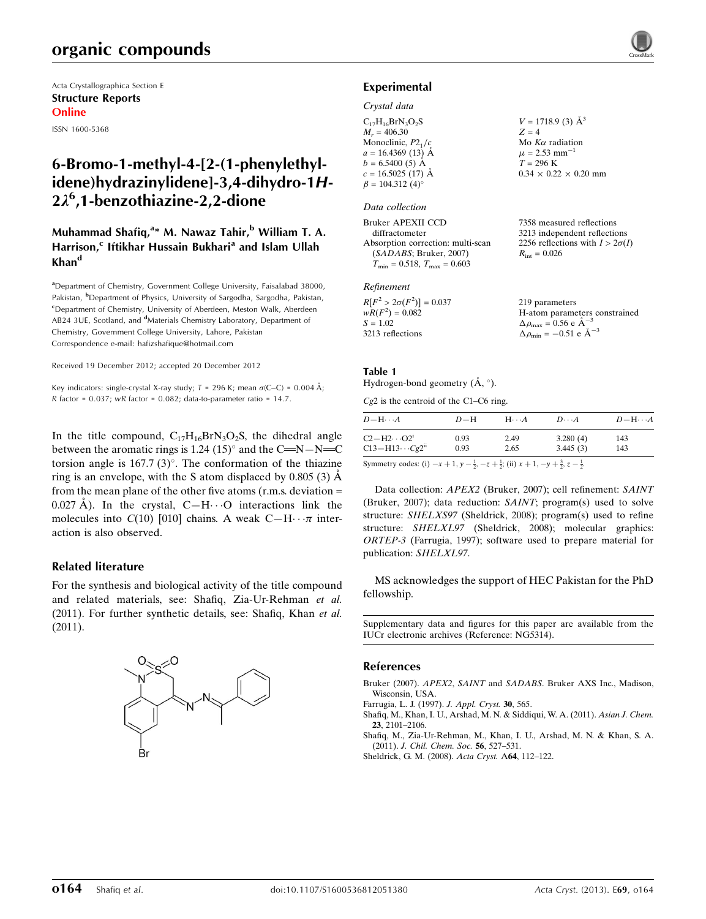# organic compounds

Acta Crystallographica Section E
**Structure Reports Online**
ISSN 1600-5368

# 6-Bromo-1-methyl-4-[2-(1-phenylethylidene)hydrazinylidene]-3,4-dihydro-1*H*-2$\lambda^6$,1-benzothiazine-2,2-dione

**Muhammad Shafiq,[a]* M. Nawaz Tahir,[b] William T. A. Harrison,[c] Iftikhar Hussain Bukhari[a] and Islam Ullah Khan[d]**

[a]Department of Chemistry, Government College University, Faisalabad 38000, Pakistan, [b]Department of Physics, University of Sargodha, Sargodha, Pakistan, [c]Department of Chemistry, University of Aberdeen, Meston Walk, Aberdeen AB24 3UE, Scotland, and [d]Materials Chemistry Laboratory, Department of Chemistry, Government College University, Lahore, Pakistan
Correspondence e-mail: hafizshafique@hotmail.com

Received 19 December 2012; accepted 20 December 2012

Key indicators: single-crystal X-ray study; $T$ = 296 K; mean $\sigma$(C–C) = 0.004 Å; $R$ factor = 0.037; $wR$ factor = 0.082; data-to-parameter ratio = 14.7.

In the title compound, $C_{17}H_{16}BrN_3O_2S$, the dihedral angle between the aromatic rings is 1.24 (15)° and the C=N—N=C torsion angle is 167.7 (3)°. The conformation of the thiazine ring is an envelope, with the S atom displaced by 0.805 (3) Å from the mean plane of the other five atoms (r.m.s. deviation = 0.027 Å). In the crystal, C—H⋯O interactions link the molecules into $C(10)$ [010] chains. A weak C—H⋯$\pi$ interaction is also observed.

## Related literature

For the synthesis and biological activity of the title compound and related materials, see: Shafiq, Zia-Ur-Rehman *et al.* (2011). For further synthetic details, see: Shafiq, Khan *et al.* (2011).

## Experimental

### *Crystal data*

$C_{17}H_{16}BrN_3O_2S$
$M_r$ = 406.30
Monoclinic, $P2_1/c$
$a$ = 16.4369 (13) Å
$b$ = 6.5400 (5) Å
$c$ = 16.5025 (17) Å
$\beta$ = 104.312 (4)°
$V$ = 1718.9 (3) Å$^3$
$Z$ = 4
Mo $K\alpha$ radiation
$\mu$ = 2.53 mm$^{-1}$
$T$ = 296 K
0.34 × 0.22 × 0.20 mm

### *Data collection*

Bruker APEXII CCD diffractometer
Absorption correction: multi-scan (*SADABS*; Bruker, 2007)
$T_{min}$ = 0.518, $T_{max}$ = 0.603
7358 measured reflections
3213 independent reflections
2256 reflections with $I > 2\sigma(I)$
$R_{int}$ = 0.026

### *Refinement*

$R[F^2 > 2\sigma(F^2)]$ = 0.037
$wR(F^2)$ = 0.082
$S$ = 1.02
3213 reflections
219 parameters
H-atom parameters constrained
$\Delta\rho_{max}$ = 0.56 e Å$^{-3}$
$\Delta\rho_{min}$ = −0.51 e Å$^{-3}$

**Table 1**
Hydrogen-bond geometry (Å, °).

*Cg*2 is the centroid of the C1–C6 ring.

| $D$—H⋯$A$ | $D$—H | H⋯$A$ | $D$⋯$A$ | $D$—H⋯$A$ |
|---|---|---|---|---|
| C2—H2⋯O2$^{i}$ | 0.93 | 2.49 | 3.280 (4) | 143 |
| C13—H13⋯*Cg*2$^{ii}$ | 0.93 | 2.65 | 3.445 (3) | 143 |

Symmetry codes: (i) $-x+1, y-\frac{1}{2}, -z+\frac{1}{2}$; (ii) $x+1, -y+\frac{3}{2}, z-\frac{1}{2}$.

Data collection: *APEX2* (Bruker, 2007); cell refinement: *SAINT* (Bruker, 2007); data reduction: *SAINT*; program(s) used to solve structure: *SHELXS97* (Sheldrick, 2008); program(s) used to refine structure: *SHELXL97* (Sheldrick, 2008); molecular graphics: *ORTEP-3* (Farrugia, 1997); software used to prepare material for publication: *SHELXL97*.

MS acknowledges the support of HEC Pakistan for the PhD fellowship.

Supplementary data and figures for this paper are available from the IUCr electronic archives (Reference: NG5314).

## References

Bruker (2007). *APEX2*, *SAINT* and *SADABS*. Bruker AXS Inc., Madison, Wisconsin, USA.
Farrugia, L. J. (1997). *J. Appl. Cryst.* **30**, 565.
Shafiq, M., Khan, I. U., Arshad, M. N. & Siddiqui, W. A. (2011). *Asian J. Chem.* **23**, 2101–2106.
Shafiq, M., Zia-Ur-Rehman, M., Khan, I. U., Arshad, M. N. & Khan, S. A. (2011). *J. Chil. Chem. Soc.* **56**, 527–531.
Sheldrick, G. M. (2008). *Acta Cryst.* A**64**, 112–122.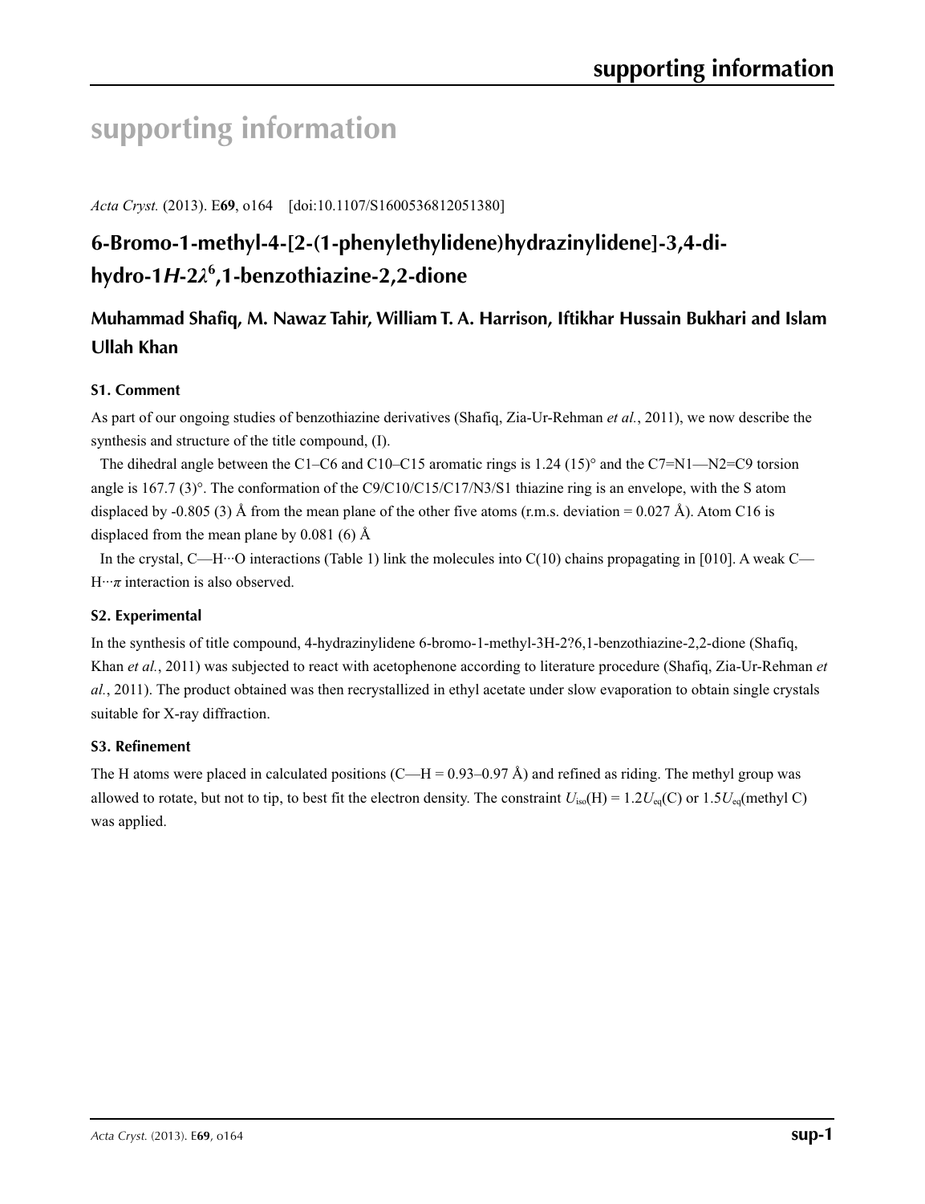# supporting information

*Acta Cryst.* (2013). E**69**, o164 [doi:10.1107/S1600536812051380]

## 6-Bromo-1-methyl-4-[2-(1-phenylethylidene)hydrazinylidene]-3,4-dihydro-1*H*-2$\lambda^6$,1-benzothiazine-2,2-dione

### Muhammad Shafiq, M. Nawaz Tahir, William T. A. Harrison, Iftikhar Hussain Bukhari and Islam Ullah Khan

#### S1. Comment

As part of our ongoing studies of benzothiazine derivatives (Shafiq, Zia-Ur-Rehman *et al.*, 2011), we now describe the synthesis and structure of the title compound, (I).

The dihedral angle between the C1–C6 and C10–C15 aromatic rings is 1.24 (15)° and the C7=N1—N2=C9 torsion angle is 167.7 (3)°. The conformation of the C9/C10/C15/C17/N3/S1 thiazine ring is an envelope, with the S atom displaced by -0.805 (3) Å from the mean plane of the other five atoms (r.m.s. deviation = 0.027 Å). Atom C16 is displaced from the mean plane by 0.081 (6) Å

In the crystal, C—H···O interactions (Table 1) link the molecules into C(10) chains propagating in [010]. A weak C—H···$\pi$ interaction is also observed.

#### S2. Experimental

In the synthesis of title compound, 4-hydrazinylidene 6-bromo-1-methyl-3H-2?6,1-benzothiazine-2,2-dione (Shafiq, Khan *et al.*, 2011) was subjected to react with acetophenone according to literature procedure (Shafiq, Zia-Ur-Rehman *et al.*, 2011). The product obtained was then recrystallized in ethyl acetate under slow evaporation to obtain single crystals suitable for X-ray diffraction.

#### S3. Refinement

The H atoms were placed in calculated positions (C—H = 0.93–0.97 Å) and refined as riding. The methyl group was allowed to rotate, but not to tip, to best fit the electron density. The constraint $U_{iso}$(H) = 1.2$U_{eq}$(C) or 1.5$U_{eq}$(methyl C) was applied.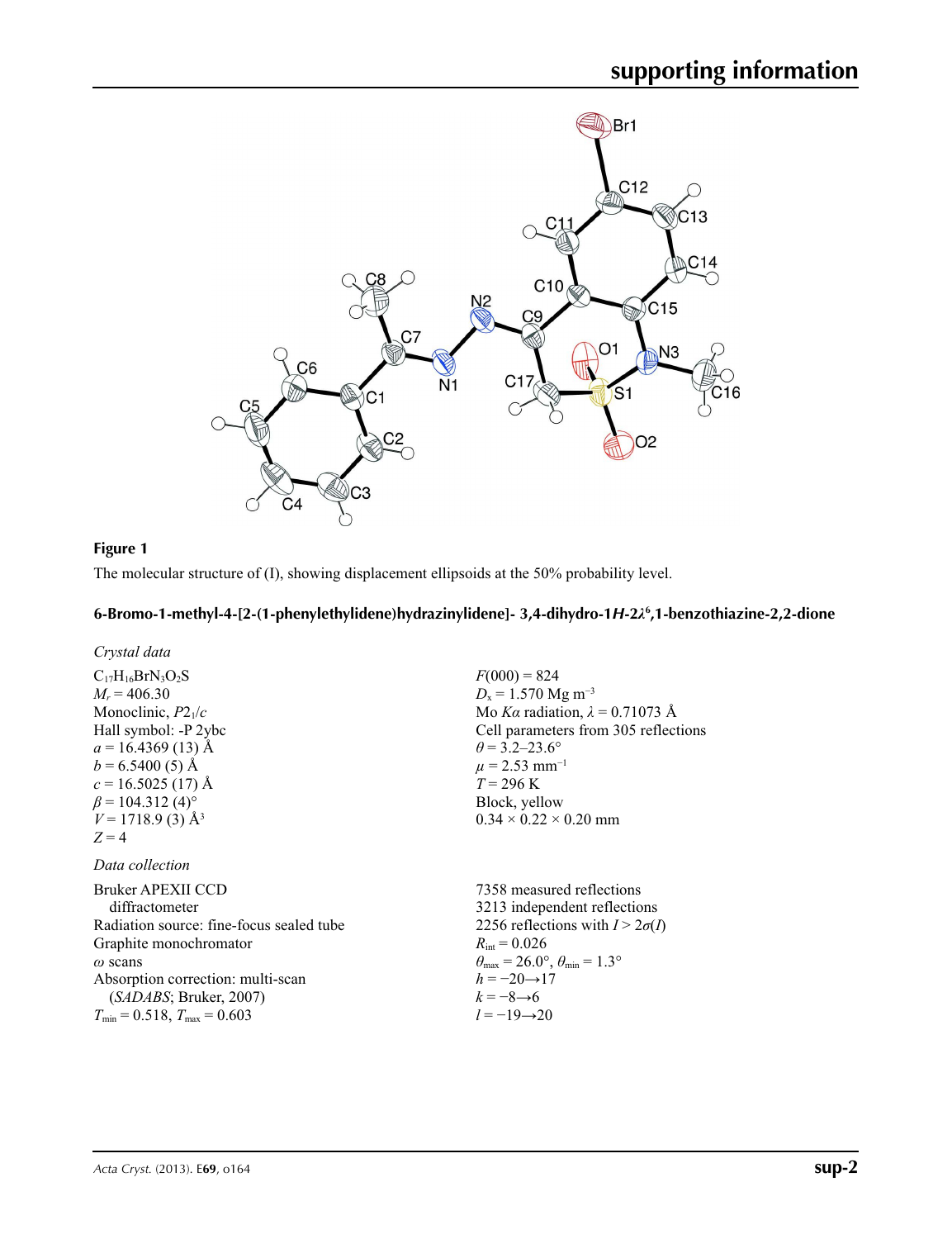**Figure 1**

The molecular structure of (I), showing displacement ellipsoids at the 50% probability level.

### 6-Bromo-1-methyl-4-[2-(1-phenylethylidene)hydrazinylidene]- 3,4-dihydro-1*H*-2$\lambda^6$,1-benzothiazine-2,2-dione

*Crystal data*

$C_{17}H_{16}BrN_3O_2S$
$M_r$ = 406.30
Monoclinic, $P2_1/c$
Hall symbol: -P 2ybc
$a$ = 16.4369 (13) Å
$b$ = 6.5400 (5) Å
$c$ = 16.5025 (17) Å
$\beta$ = 104.312 (4)°
$V$ = 1718.9 (3) Å$^3$
$Z$ = 4

$F(000)$ = 824
$D_x$ = 1.570 Mg m$^{-3}$
Mo $K\alpha$ radiation, $\lambda$ = 0.71073 Å
Cell parameters from 305 reflections
$\theta$ = 3.2–23.6°
$\mu$ = 2.53 mm$^{-1}$
$T$ = 296 K
Block, yellow
0.34 × 0.22 × 0.20 mm

*Data collection*

Bruker APEXII CCD diffractometer
Radiation source: fine-focus sealed tube
Graphite monochromator
$\omega$ scans
Absorption correction: multi-scan (*SADABS*; Bruker, 2007)
$T_{min}$ = 0.518, $T_{max}$ = 0.603

7358 measured reflections
3213 independent reflections
2256 reflections with $I > 2\sigma(I)$
$R_{int}$ = 0.026
$\theta_{max}$ = 26.0°, $\theta_{min}$ = 1.3°
$h$ = −20→17
$k$ = −8→6
$l$ = −19→20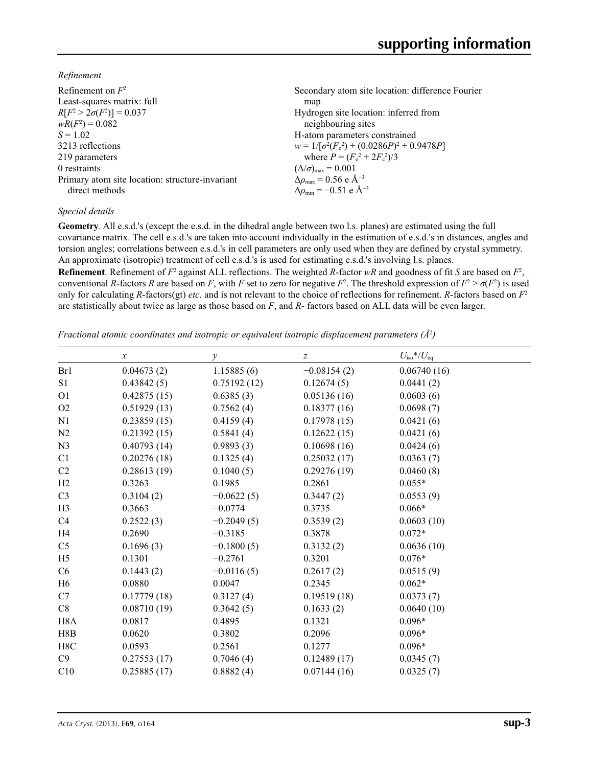*Refinement*

Refinement on $F^2$
Least-squares matrix: full
$R[F^2 > 2\sigma(F^2)] = 0.037$
$wR(F^2) = 0.082$
$S = 1.02$
3213 reflections
219 parameters
0 restraints
Primary atom site location: structure-invariant direct methods
Secondary atom site location: difference Fourier map
Hydrogen site location: inferred from neighbouring sites
H-atom parameters constrained
$w = 1/[\sigma^2(F_o^2) + (0.0286P)^2 + 0.9478P]$ where $P = (F_o^2 + 2F_c^2)/3$
$(\Delta/\sigma)_{max} = 0.001$
$\Delta\rho_{max} = 0.56$ e Å$^{-3}$
$\Delta\rho_{min} = -0.51$ e Å$^{-3}$

*Special details*

**Geometry**. All e.s.d.'s (except the e.s.d. in the dihedral angle between two l.s. planes) are estimated using the full covariance matrix. The cell e.s.d.'s are taken into account individually in the estimation of e.s.d.'s in distances, angles and torsion angles; correlations between e.s.d.'s in cell parameters are only used when they are defined by crystal symmetry. An approximate (isotropic) treatment of cell e.s.d.'s is used for estimating e.s.d.'s involving l.s. planes.

**Refinement**. Refinement of $F^2$ against ALL reflections. The weighted $R$-factor $wR$ and goodness of fit $S$ are based on $F^2$, conventional $R$-factors $R$ are based on $F$, with $F$ set to zero for negative $F^2$. The threshold expression of $F^2 > \sigma(F^2)$ is used only for calculating $R$-factors(gt) *etc*. and is not relevant to the choice of reflections for refinement. $R$-factors based on $F^2$ are statistically about twice as large as those based on $F$, and $R$- factors based on ALL data will be even larger.

*Fractional atomic coordinates and isotropic or equivalent isotropic displacement parameters (Å$^2$)*

| | $x$ | $y$ | $z$ | $U_{iso}$\*/$U_{eq}$ |
|---|---|---|---|---|
| Br1 | 0.04673 (2) | 1.15885 (6) | −0.08154 (2) | 0.06740 (16) |
| S1 | 0.43842 (5) | 0.75192 (12) | 0.12674 (5) | 0.0441 (2) |
| O1 | 0.42875 (15) | 0.6385 (3) | 0.05136 (16) | 0.0603 (6) |
| O2 | 0.51929 (13) | 0.7562 (4) | 0.18377 (16) | 0.0698 (7) |
| N1 | 0.23859 (15) | 0.4159 (4) | 0.17978 (15) | 0.0421 (6) |
| N2 | 0.21392 (15) | 0.5841 (4) | 0.12622 (15) | 0.0421 (6) |
| N3 | 0.40793 (14) | 0.9893 (3) | 0.10698 (16) | 0.0424 (6) |
| C1 | 0.20276 (18) | 0.1325 (4) | 0.25032 (17) | 0.0363 (7) |
| C2 | 0.28613 (19) | 0.1040 (5) | 0.29276 (19) | 0.0460 (8) |
| H2 | 0.3263 | 0.1985 | 0.2861 | 0.055* |
| C3 | 0.3104 (2) | −0.0622 (5) | 0.3447 (2) | 0.0553 (9) |
| H3 | 0.3663 | −0.0774 | 0.3735 | 0.066* |
| C4 | 0.2522 (3) | −0.2049 (5) | 0.3539 (2) | 0.0603 (10) |
| H4 | 0.2690 | −0.3185 | 0.3878 | 0.072* |
| C5 | 0.1696 (3) | −0.1800 (5) | 0.3132 (2) | 0.0636 (10) |
| H5 | 0.1301 | −0.2761 | 0.3201 | 0.076* |
| C6 | 0.1443 (2) | −0.0116 (5) | 0.2617 (2) | 0.0515 (9) |
| H6 | 0.0880 | 0.0047 | 0.2345 | 0.062* |
| C7 | 0.17779 (18) | 0.3127 (4) | 0.19519 (18) | 0.0373 (7) |
| C8 | 0.08710 (19) | 0.3642 (5) | 0.1633 (2) | 0.0640 (10) |
| H8A | 0.0817 | 0.4895 | 0.1321 | 0.096* |
| H8B | 0.0620 | 0.3802 | 0.2096 | 0.096* |
| H8C | 0.0593 | 0.2561 | 0.1277 | 0.096* |
| C9 | 0.27553 (17) | 0.7046 (4) | 0.12489 (17) | 0.0345 (7) |
| C10 | 0.25885 (17) | 0.8882 (4) | 0.07144 (16) | 0.0325 (7) |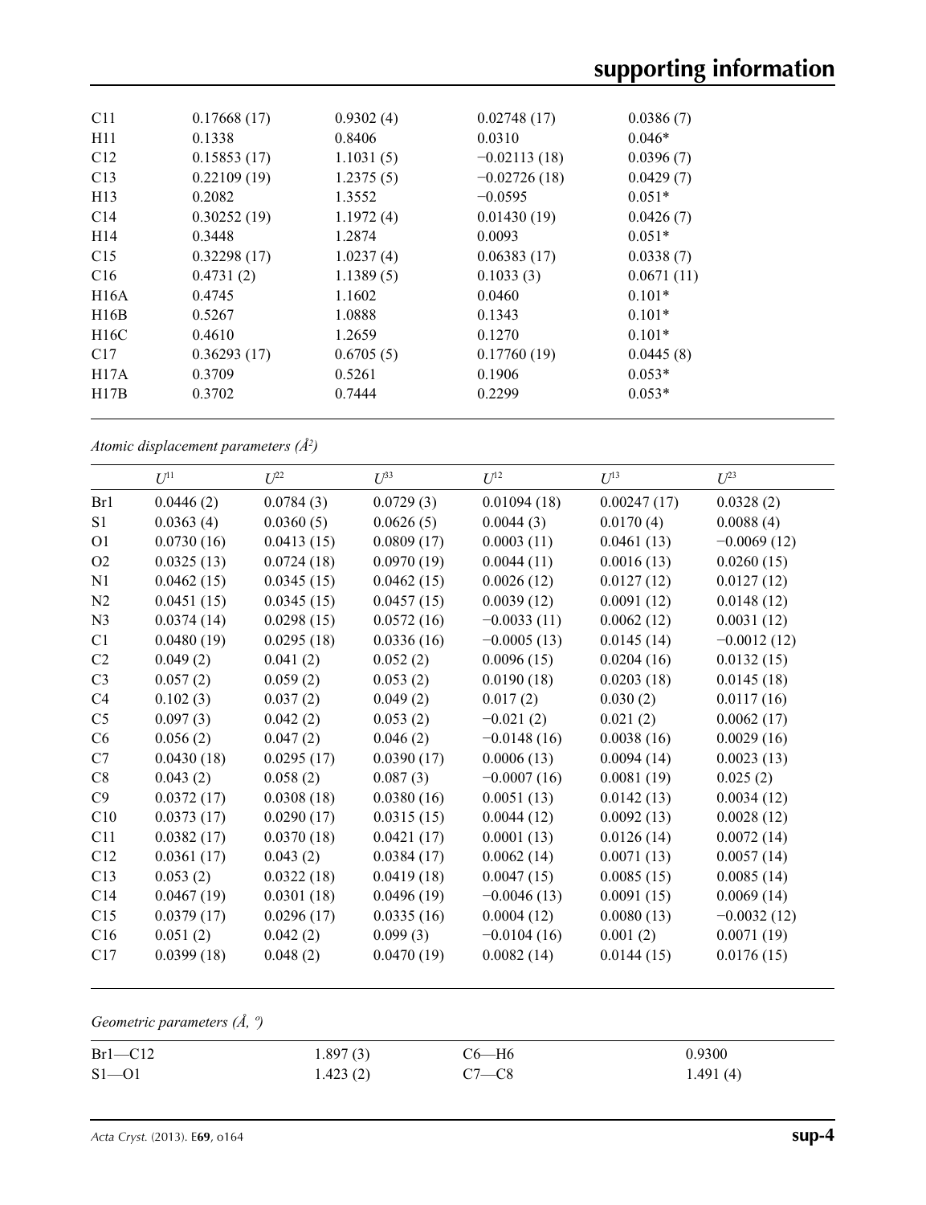| | | | | |
|---|---|---|---|---|
| C11 | 0.17668 (17) | 0.9302 (4) | 0.02748 (17) | 0.0386 (7) |
| H11 | 0.1338 | 0.8406 | 0.0310 | 0.046* |
| C12 | 0.15853 (17) | 1.1031 (5) | −0.02113 (18) | 0.0396 (7) |
| C13 | 0.22109 (19) | 1.2375 (5) | −0.02726 (18) | 0.0429 (7) |
| H13 | 0.2082 | 1.3552 | −0.0595 | 0.051* |
| C14 | 0.30252 (19) | 1.1972 (4) | 0.01430 (19) | 0.0426 (7) |
| H14 | 0.3448 | 1.2874 | 0.0093 | 0.051* |
| C15 | 0.32298 (17) | 1.0237 (4) | 0.06383 (17) | 0.0338 (7) |
| C16 | 0.4731 (2) | 1.1389 (5) | 0.1033 (3) | 0.0671 (11) |
| H16A | 0.4745 | 1.1602 | 0.0460 | 0.101* |
| H16B | 0.5267 | 1.0888 | 0.1343 | 0.101* |
| H16C | 0.4610 | 1.2659 | 0.1270 | 0.101* |
| C17 | 0.36293 (17) | 0.6705 (5) | 0.17760 (19) | 0.0445 (8) |
| H17A | 0.3709 | 0.5261 | 0.1906 | 0.053* |
| H17B | 0.3702 | 0.7444 | 0.2299 | 0.053* |

*Atomic displacement parameters (Å²)*

| | $U^{11}$ | $U^{22}$ | $U^{33}$ | $U^{12}$ | $U^{13}$ | $U^{23}$ |
|---|---|---|---|---|---|---|
| Br1 | 0.0446 (2) | 0.0784 (3) | 0.0729 (3) | 0.01094 (18) | 0.00247 (17) | 0.0328 (2) |
| S1 | 0.0363 (4) | 0.0360 (5) | 0.0626 (5) | 0.0044 (3) | 0.0170 (4) | 0.0088 (4) |
| O1 | 0.0730 (16) | 0.0413 (15) | 0.0809 (17) | 0.0003 (11) | 0.0461 (13) | −0.0069 (12) |
| O2 | 0.0325 (13) | 0.0724 (18) | 0.0970 (19) | 0.0044 (11) | 0.0016 (13) | 0.0260 (15) |
| N1 | 0.0462 (15) | 0.0345 (15) | 0.0462 (15) | 0.0026 (12) | 0.0127 (12) | 0.0127 (12) |
| N2 | 0.0451 (15) | 0.0345 (15) | 0.0457 (15) | 0.0039 (12) | 0.0091 (12) | 0.0148 (12) |
| N3 | 0.0374 (14) | 0.0298 (15) | 0.0572 (16) | −0.0033 (11) | 0.0062 (12) | 0.0031 (12) |
| C1 | 0.0480 (19) | 0.0295 (18) | 0.0336 (16) | −0.0005 (13) | 0.0145 (14) | −0.0012 (12) |
| C2 | 0.049 (2) | 0.041 (2) | 0.052 (2) | 0.0096 (15) | 0.0204 (16) | 0.0132 (15) |
| C3 | 0.057 (2) | 0.059 (2) | 0.053 (2) | 0.0190 (18) | 0.0203 (18) | 0.0145 (18) |
| C4 | 0.102 (3) | 0.037 (2) | 0.049 (2) | 0.017 (2) | 0.030 (2) | 0.0117 (16) |
| C5 | 0.097 (3) | 0.042 (2) | 0.053 (2) | −0.021 (2) | 0.021 (2) | 0.0062 (17) |
| C6 | 0.056 (2) | 0.047 (2) | 0.046 (2) | −0.0148 (16) | 0.0038 (16) | 0.0029 (16) |
| C7 | 0.0430 (18) | 0.0295 (17) | 0.0390 (17) | 0.0006 (13) | 0.0094 (14) | 0.0023 (13) |
| C8 | 0.043 (2) | 0.058 (2) | 0.087 (3) | −0.0007 (16) | 0.0081 (19) | 0.025 (2) |
| C9 | 0.0372 (17) | 0.0308 (18) | 0.0380 (16) | 0.0051 (13) | 0.0142 (13) | 0.0034 (12) |
| C10 | 0.0373 (17) | 0.0290 (17) | 0.0315 (15) | 0.0044 (12) | 0.0092 (13) | 0.0028 (12) |
| C11 | 0.0382 (17) | 0.0370 (18) | 0.0421 (17) | 0.0001 (13) | 0.0126 (14) | 0.0072 (14) |
| C12 | 0.0361 (17) | 0.043 (2) | 0.0384 (17) | 0.0062 (14) | 0.0071 (13) | 0.0057 (14) |
| C13 | 0.053 (2) | 0.0322 (18) | 0.0419 (18) | 0.0047 (15) | 0.0085 (15) | 0.0085 (14) |
| C14 | 0.0467 (19) | 0.0301 (18) | 0.0496 (19) | −0.0046 (13) | 0.0091 (15) | 0.0069 (14) |
| C15 | 0.0379 (17) | 0.0296 (17) | 0.0335 (16) | 0.0004 (12) | 0.0080 (13) | −0.0032 (12) |
| C16 | 0.051 (2) | 0.042 (2) | 0.099 (3) | −0.0104 (16) | 0.001 (2) | 0.0071 (19) |
| C17 | 0.0399 (18) | 0.048 (2) | 0.0470 (19) | 0.0082 (14) | 0.0144 (15) | 0.0176 (15) |

*Geometric parameters (Å, º)*

| | | | |
|---|---|---|---|
| Br1—C12 | 1.897 (3) | C6—H6 | 0.9300 |
| S1—O1 | 1.423 (2) | C7—C8 | 1.491 (4) |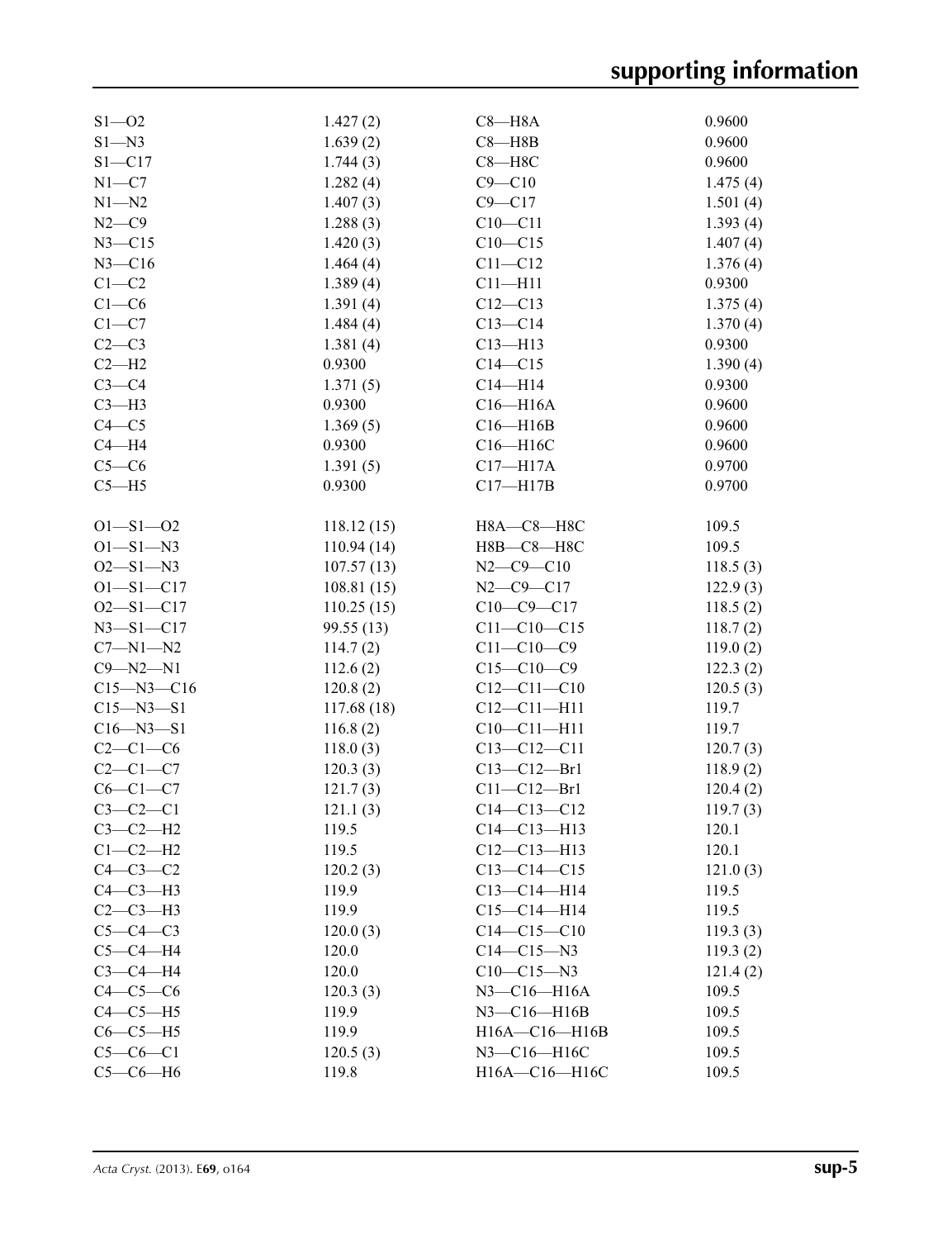| | | | |
|---|---|---|---|
| S1—O2 | 1.427 (2) | C8—H8A | 0.9600 |
| S1—N3 | 1.639 (2) | C8—H8B | 0.9600 |
| S1—C17 | 1.744 (3) | C8—H8C | 0.9600 |
| N1—C7 | 1.282 (4) | C9—C10 | 1.475 (4) |
| N1—N2 | 1.407 (3) | C9—C17 | 1.501 (4) |
| N2—C9 | 1.288 (3) | C10—C11 | 1.393 (4) |
| N3—C15 | 1.420 (3) | C10—C15 | 1.407 (4) |
| N3—C16 | 1.464 (4) | C11—C12 | 1.376 (4) |
| C1—C2 | 1.389 (4) | C11—H11 | 0.9300 |
| C1—C6 | 1.391 (4) | C12—C13 | 1.375 (4) |
| C1—C7 | 1.484 (4) | C13—C14 | 1.370 (4) |
| C2—C3 | 1.381 (4) | C13—H13 | 0.9300 |
| C2—H2 | 0.9300 | C14—C15 | 1.390 (4) |
| C3—C4 | 1.371 (5) | C14—H14 | 0.9300 |
| C3—H3 | 0.9300 | C16—H16A | 0.9600 |
| C4—C5 | 1.369 (5) | C16—H16B | 0.9600 |
| C4—H4 | 0.9300 | C16—H16C | 0.9600 |
| C5—C6 | 1.391 (5) | C17—H17A | 0.9700 |
| C5—H5 | 0.9300 | C17—H17B | 0.9700 |
| | | | |
| O1—S1—O2 | 118.12 (15) | H8A—C8—H8C | 109.5 |
| O1—S1—N3 | 110.94 (14) | H8B—C8—H8C | 109.5 |
| O2—S1—N3 | 107.57 (13) | N2—C9—C10 | 118.5 (3) |
| O1—S1—C17 | 108.81 (15) | N2—C9—C17 | 122.9 (3) |
| O2—S1—C17 | 110.25 (15) | C10—C9—C17 | 118.5 (2) |
| N3—S1—C17 | 99.55 (13) | C11—C10—C15 | 118.7 (2) |
| C7—N1—N2 | 114.7 (2) | C11—C10—C9 | 119.0 (2) |
| C9—N2—N1 | 112.6 (2) | C15—C10—C9 | 122.3 (2) |
| C15—N3—C16 | 120.8 (2) | C12—C11—C10 | 120.5 (3) |
| C15—N3—S1 | 117.68 (18) | C12—C11—H11 | 119.7 |
| C16—N3—S1 | 116.8 (2) | C10—C11—H11 | 119.7 |
| C2—C1—C6 | 118.0 (3) | C13—C12—C11 | 120.7 (3) |
| C2—C1—C7 | 120.3 (3) | C13—C12—Br1 | 118.9 (2) |
| C6—C1—C7 | 121.7 (3) | C11—C12—Br1 | 120.4 (2) |
| C3—C2—C1 | 121.1 (3) | C14—C13—C12 | 119.7 (3) |
| C3—C2—H2 | 119.5 | C14—C13—H13 | 120.1 |
| C1—C2—H2 | 119.5 | C12—C13—H13 | 120.1 |
| C4—C3—C2 | 120.2 (3) | C13—C14—C15 | 121.0 (3) |
| C4—C3—H3 | 119.9 | C13—C14—H14 | 119.5 |
| C2—C3—H3 | 119.9 | C15—C14—H14 | 119.5 |
| C5—C4—C3 | 120.0 (3) | C14—C15—C10 | 119.3 (3) |
| C5—C4—H4 | 120.0 | C14—C15—N3 | 119.3 (2) |
| C3—C4—H4 | 120.0 | C10—C15—N3 | 121.4 (2) |
| C4—C5—C6 | 120.3 (3) | N3—C16—H16A | 109.5 |
| C4—C5—H5 | 119.9 | N3—C16—H16B | 109.5 |
| C6—C5—H5 | 119.9 | H16A—C16—H16B | 109.5 |
| C5—C6—C1 | 120.5 (3) | N3—C16—H16C | 109.5 |
| C5—C6—H6 | 119.8 | H16A—C16—H16C | 109.5 |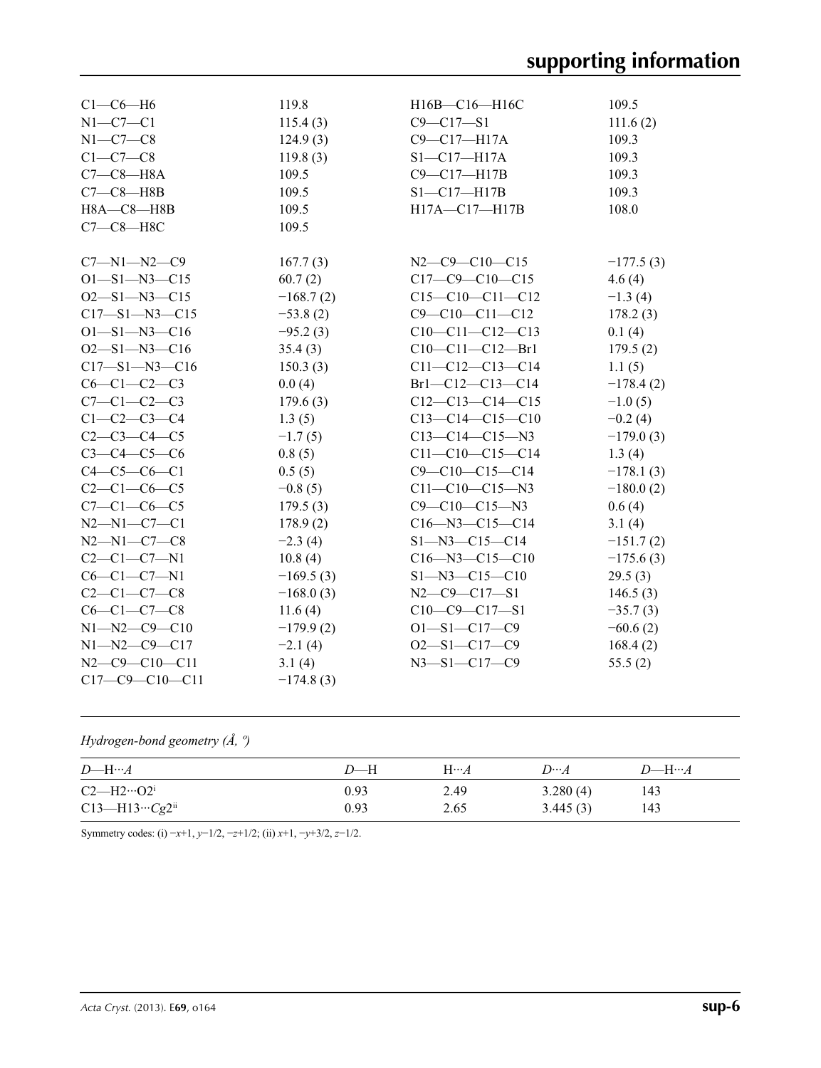| | | | |
|---|---|---|---|
| C1—C6—H6 | 119.8 | H16B—C16—H16C | 109.5 |
| N1—C7—C1 | 115.4 (3) | C9—C17—S1 | 111.6 (2) |
| N1—C7—C8 | 124.9 (3) | C9—C17—H17A | 109.3 |
| C1—C7—C8 | 119.8 (3) | S1—C17—H17A | 109.3 |
| C7—C8—H8A | 109.5 | C9—C17—H17B | 109.3 |
| C7—C8—H8B | 109.5 | S1—C17—H17B | 109.3 |
| H8A—C8—H8B | 109.5 | H17A—C17—H17B | 108.0 |
| C7—C8—H8C | 109.5 | | |

| | | | |
|---|---|---|---|
| C7—N1—N2—C9 | 167.7 (3) | N2—C9—C10—C15 | −177.5 (3) |
| O1—S1—N3—C15 | 60.7 (2) | C17—C9—C10—C15 | 4.6 (4) |
| O2—S1—N3—C15 | −168.7 (2) | C15—C10—C11—C12 | −1.3 (4) |
| C17—S1—N3—C15 | −53.8 (2) | C9—C10—C11—C12 | 178.2 (3) |
| O1—S1—N3—C16 | −95.2 (3) | C10—C11—C12—C13 | 0.1 (4) |
| O2—S1—N3—C16 | 35.4 (3) | C10—C11—C12—Br1 | 179.5 (2) |
| C17—S1—N3—C16 | 150.3 (3) | C11—C12—C13—C14 | 1.1 (5) |
| C6—C1—C2—C3 | 0.0 (4) | Br1—C12—C13—C14 | −178.4 (2) |
| C7—C1—C2—C3 | 179.6 (3) | C12—C13—C14—C15 | −1.0 (5) |
| C1—C2—C3—C4 | 1.3 (5) | C13—C14—C15—C10 | −0.2 (4) |
| C2—C3—C4—C5 | −1.7 (5) | C13—C14—C15—N3 | −179.0 (3) |
| C3—C4—C5—C6 | 0.8 (5) | C11—C10—C15—C14 | 1.3 (4) |
| C4—C5—C6—C1 | 0.5 (5) | C9—C10—C15—C14 | −178.1 (3) |
| C2—C1—C6—C5 | −0.8 (5) | C11—C10—C15—N3 | −180.0 (2) |
| C7—C1—C6—C5 | 179.5 (3) | C9—C10—C15—N3 | 0.6 (4) |
| N2—N1—C7—C1 | 178.9 (2) | C16—N3—C15—C14 | 3.1 (4) |
| N2—N1—C7—C8 | −2.3 (4) | S1—N3—C15—C14 | −151.7 (2) |
| C2—C1—C7—N1 | 10.8 (4) | C16—N3—C15—C10 | −175.6 (3) |
| C6—C1—C7—N1 | −169.5 (3) | S1—N3—C15—C10 | 29.5 (3) |
| C2—C1—C7—C8 | −168.0 (3) | N2—C9—C17—S1 | 146.5 (3) |
| C6—C1—C7—C8 | 11.6 (4) | C10—C9—C17—S1 | −35.7 (3) |
| N1—N2—C9—C10 | −179.9 (2) | O1—S1—C17—C9 | −60.6 (2) |
| N1—N2—C9—C17 | −2.1 (4) | O2—S1—C17—C9 | 168.4 (2) |
| N2—C9—C10—C11 | 3.1 (4) | N3—S1—C17—C9 | 55.5 (2) |
| C17—C9—C10—C11 | −174.8 (3) | | |

*Hydrogen-bond geometry (Å, º)*

| *D*—H···*A* | *D*—H | H···*A* | *D*···*A* | *D*—H···*A* |
|---|---|---|---|---|
| C2—H2···O2[i] | 0.93 | 2.49 | 3.280 (4) | 143 |
| C13—H13···*Cg*2[ii] | 0.93 | 2.65 | 3.445 (3) | 143 |

Symmetry codes: (i) −*x*+1, *y*−1/2, −*z*+1/2; (ii) *x*+1, −*y*+3/2, *z*−1/2.